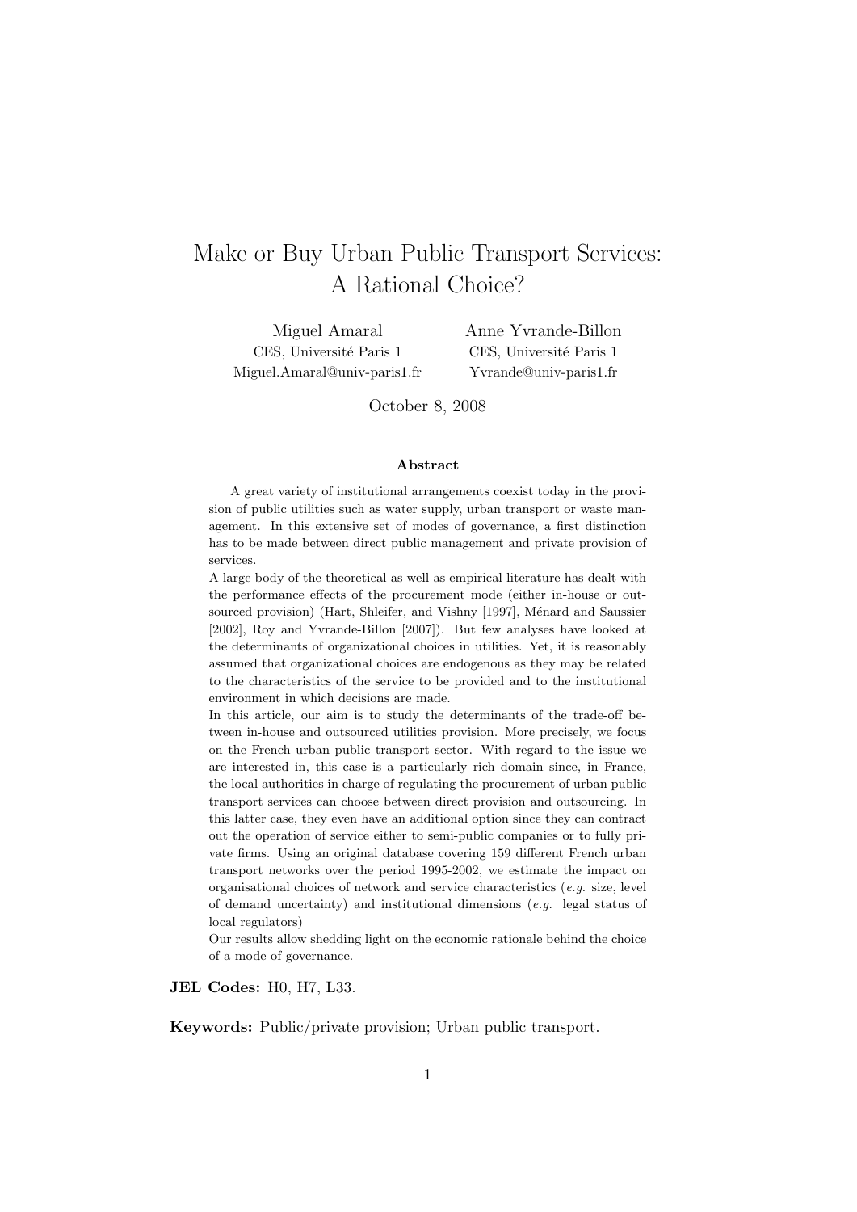# Make or Buy Urban Public Transport Services: A Rational Choice?

Miguel Amaral
CES, Université Paris 1
Miguel.Amaral@univ-paris1.fr

Anne Yvrande-Billon
CES, Université Paris 1
Yvrande@univ-paris1.fr

October 8, 2008

### Abstract

A great variety of institutional arrangements coexist today in the provision of public utilities such as water supply, urban transport or waste management. In this extensive set of modes of governance, a first distinction has to be made between direct public management and private provision of services.

A large body of the theoretical as well as empirical literature has dealt with the performance effects of the procurement mode (either in-house or outsourced provision) (Hart, Shleifer, and Vishny [1997], Ménard and Saussier [2002], Roy and Yvrande-Billon [2007]). But few analyses have looked at the determinants of organizational choices in utilities. Yet, it is reasonably assumed that organizational choices are endogenous as they may be related to the characteristics of the service to be provided and to the institutional environment in which decisions are made.

In this article, our aim is to study the determinants of the trade-off between in-house and outsourced utilities provision. More precisely, we focus on the French urban public transport sector. With regard to the issue we are interested in, this case is a particularly rich domain since, in France, the local authorities in charge of regulating the procurement of urban public transport services can choose between direct provision and outsourcing. In this latter case, they even have an additional option since they can contract out the operation of service either to semi-public companies or to fully private firms. Using an original database covering 159 different French urban transport networks over the period 1995-2002, we estimate the impact on organisational choices of network and service characteristics (*e.g.* size, level of demand uncertainty) and institutional dimensions (*e.g.* legal status of local regulators)

Our results allow shedding light on the economic rationale behind the choice of a mode of governance.

**JEL Codes:** H0, H7, L33.

**Keywords:** Public/private provision; Urban public transport.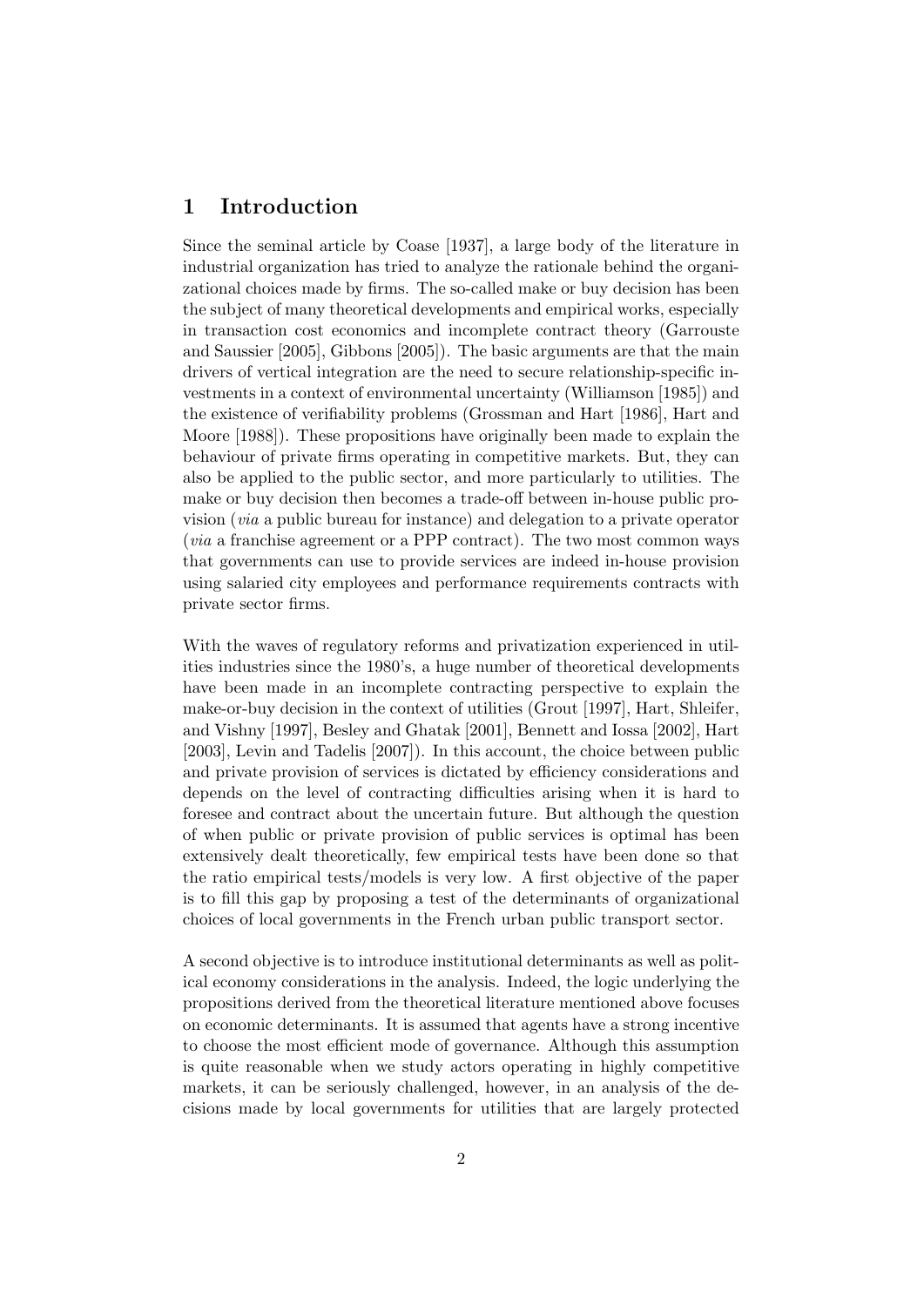## 1 Introduction

Since the seminal article by Coase [1937], a large body of the literature in industrial organization has tried to analyze the rationale behind the organizational choices made by firms. The so-called make or buy decision has been the subject of many theoretical developments and empirical works, especially in transaction cost economics and incomplete contract theory (Garrouste and Saussier [2005], Gibbons [2005]). The basic arguments are that the main drivers of vertical integration are the need to secure relationship-specific investments in a context of environmental uncertainty (Williamson [1985]) and the existence of verifiability problems (Grossman and Hart [1986], Hart and Moore [1988]). These propositions have originally been made to explain the behaviour of private firms operating in competitive markets. But, they can also be applied to the public sector, and more particularly to utilities. The make or buy decision then becomes a trade-off between in-house public provision (*via* a public bureau for instance) and delegation to a private operator (*via* a franchise agreement or a PPP contract). The two most common ways that governments can use to provide services are indeed in-house provision using salaried city employees and performance requirements contracts with private sector firms.

With the waves of regulatory reforms and privatization experienced in utilities industries since the 1980's, a huge number of theoretical developments have been made in an incomplete contracting perspective to explain the make-or-buy decision in the context of utilities (Grout [1997], Hart, Shleifer, and Vishny [1997], Besley and Ghatak [2001], Bennett and Iossa [2002], Hart [2003], Levin and Tadelis [2007]). In this account, the choice between public and private provision of services is dictated by efficiency considerations and depends on the level of contracting difficulties arising when it is hard to foresee and contract about the uncertain future. But although the question of when public or private provision of public services is optimal has been extensively dealt theoretically, few empirical tests have been done so that the ratio empirical tests/models is very low. A first objective of the paper is to fill this gap by proposing a test of the determinants of organizational choices of local governments in the French urban public transport sector.

A second objective is to introduce institutional determinants as well as political economy considerations in the analysis. Indeed, the logic underlying the propositions derived from the theoretical literature mentioned above focuses on economic determinants. It is assumed that agents have a strong incentive to choose the most efficient mode of governance. Although this assumption is quite reasonable when we study actors operating in highly competitive markets, it can be seriously challenged, however, in an analysis of the decisions made by local governments for utilities that are largely protected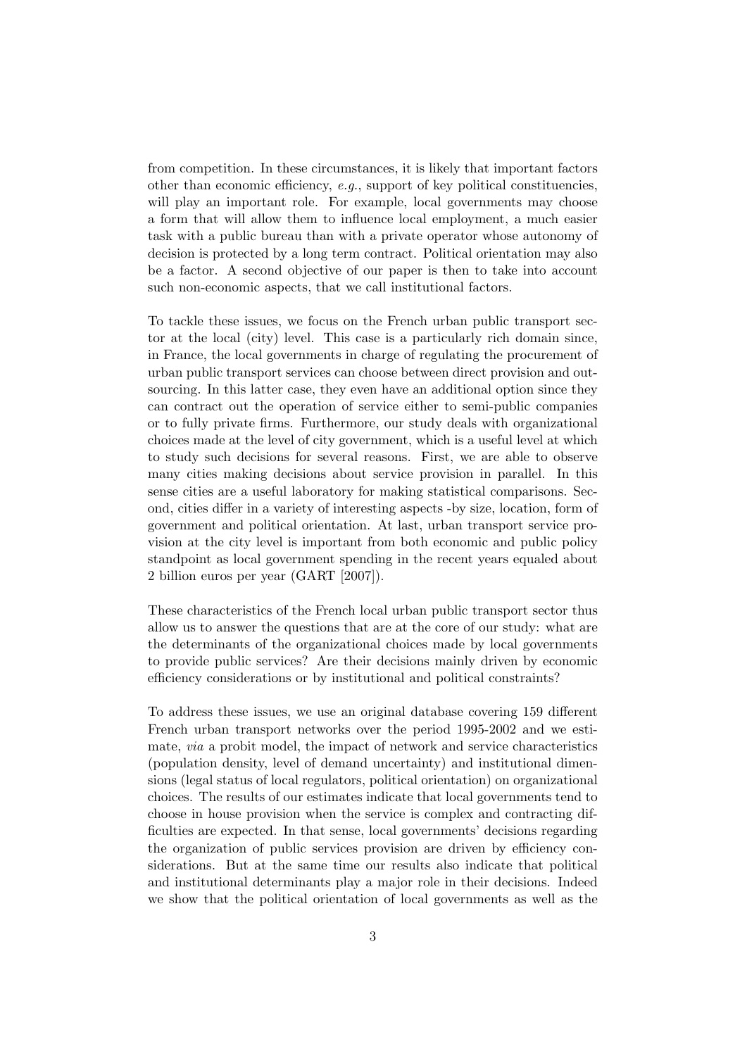from competition. In these circumstances, it is likely that important factors other than economic efficiency, *e.g.*, support of key political constituencies, will play an important role. For example, local governments may choose a form that will allow them to influence local employment, a much easier task with a public bureau than with a private operator whose autonomy of decision is protected by a long term contract. Political orientation may also be a factor. A second objective of our paper is then to take into account such non-economic aspects, that we call institutional factors.

To tackle these issues, we focus on the French urban public transport sector at the local (city) level. This case is a particularly rich domain since, in France, the local governments in charge of regulating the procurement of urban public transport services can choose between direct provision and outsourcing. In this latter case, they even have an additional option since they can contract out the operation of service either to semi-public companies or to fully private firms. Furthermore, our study deals with organizational choices made at the level of city government, which is a useful level at which to study such decisions for several reasons. First, we are able to observe many cities making decisions about service provision in parallel. In this sense cities are a useful laboratory for making statistical comparisons. Second, cities differ in a variety of interesting aspects -by size, location, form of government and political orientation. At last, urban transport service provision at the city level is important from both economic and public policy standpoint as local government spending in the recent years equaled about 2 billion euros per year (GART [2007]).

These characteristics of the French local urban public transport sector thus allow us to answer the questions that are at the core of our study: what are the determinants of the organizational choices made by local governments to provide public services? Are their decisions mainly driven by economic efficiency considerations or by institutional and political constraints?

To address these issues, we use an original database covering 159 different French urban transport networks over the period 1995-2002 and we estimate, *via* a probit model, the impact of network and service characteristics (population density, level of demand uncertainty) and institutional dimensions (legal status of local regulators, political orientation) on organizational choices. The results of our estimates indicate that local governments tend to choose in house provision when the service is complex and contracting difficulties are expected. In that sense, local governments' decisions regarding the organization of public services provision are driven by efficiency considerations. But at the same time our results also indicate that political and institutional determinants play a major role in their decisions. Indeed we show that the political orientation of local governments as well as the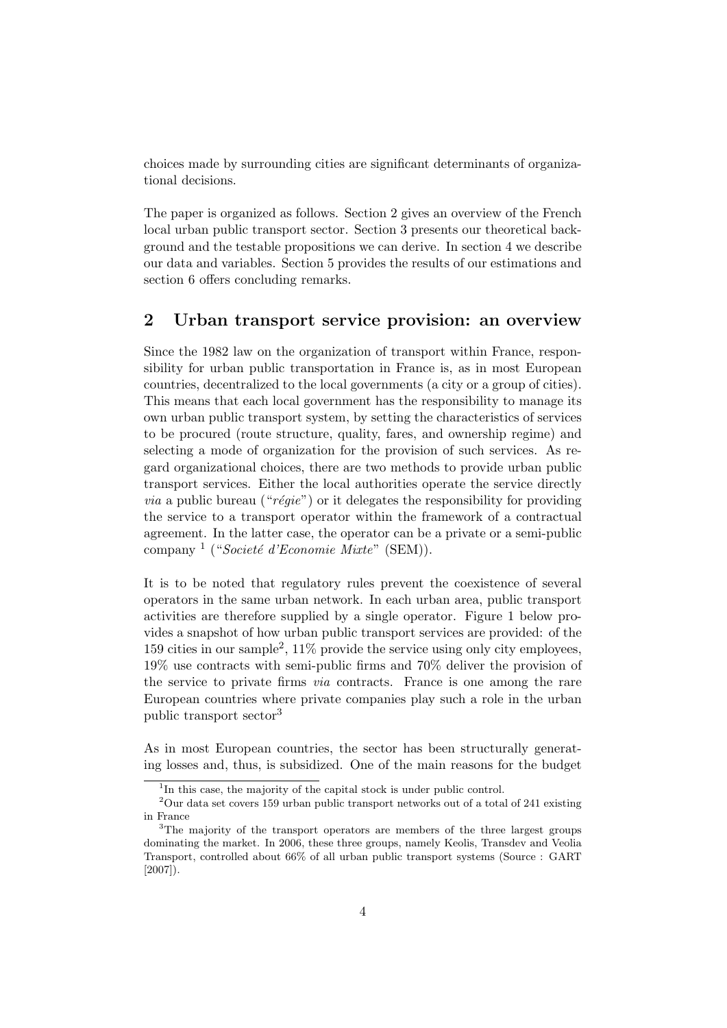choices made by surrounding cities are significant determinants of organizational decisions.

The paper is organized as follows. Section 2 gives an overview of the French local urban public transport sector. Section 3 presents our theoretical background and the testable propositions we can derive. In section 4 we describe our data and variables. Section 5 provides the results of our estimations and section 6 offers concluding remarks.

## 2 Urban transport service provision: an overview

Since the 1982 law on the organization of transport within France, responsibility for urban public transportation in France is, as in most European countries, decentralized to the local governments (a city or a group of cities). This means that each local government has the responsibility to manage its own urban public transport system, by setting the characteristics of services to be procured (route structure, quality, fares, and ownership regime) and selecting a mode of organization for the provision of such services. As regard organizational choices, there are two methods to provide urban public transport services. Either the local authorities operate the service directly *via* a public bureau ("*régie*") or it delegates the responsibility for providing the service to a transport operator within the framework of a contractual agreement. In the latter case, the operator can be a private or a semi-public company [1] ("*Societé d'Economie Mixte*" (SEM)).

It is to be noted that regulatory rules prevent the coexistence of several operators in the same urban network. In each urban area, public transport activities are therefore supplied by a single operator. Figure 1 below provides a snapshot of how urban public transport services are provided: of the 159 cities in our sample[2], 11% provide the service using only city employees, 19% use contracts with semi-public firms and 70% deliver the provision of the service to private firms *via* contracts. France is one among the rare European countries where private companies play such a role in the urban public transport sector[3]

As in most European countries, the sector has been structurally generating losses and, thus, is subsidized. One of the main reasons for the budget

[1] In this case, the majority of the capital stock is under public control.

[2] Our data set covers 159 urban public transport networks out of a total of 241 existing in France

[3] The majority of the transport operators are members of the three largest groups dominating the market. In 2006, these three groups, namely Keolis, Transdev and Veolia Transport, controlled about 66% of all urban public transport systems (Source : GART [2007]).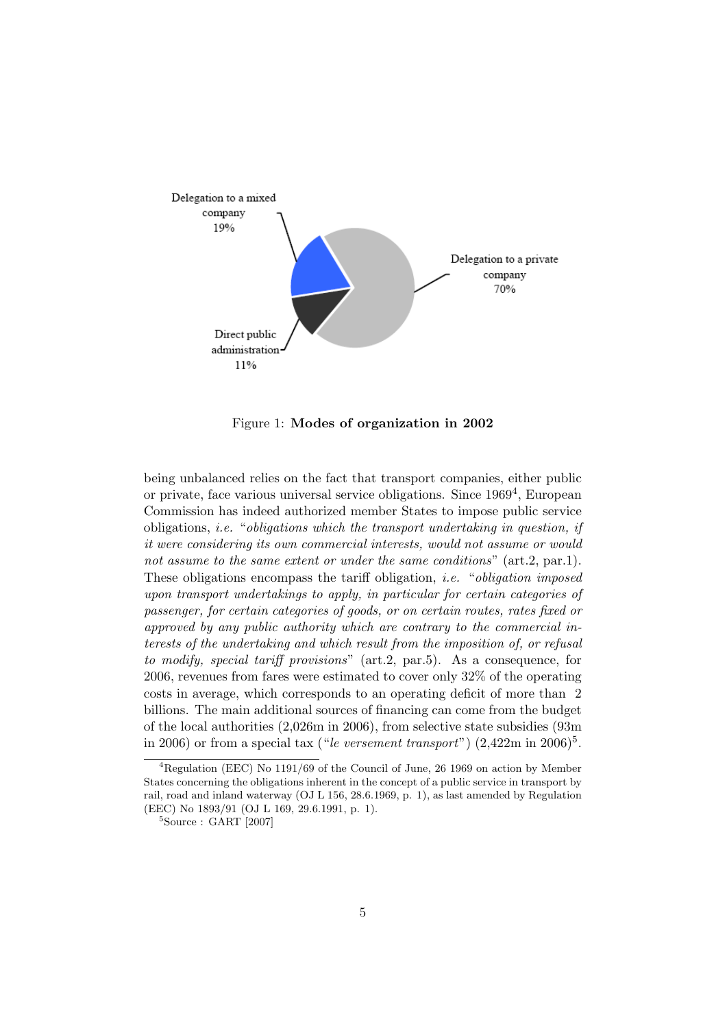Delegation to a mixed company 19%

Delegation to a private company 70%

Direct public administration 11%

Figure 1: **Modes of organization in 2002**

being unbalanced relies on the fact that transport companies, either public or private, face various universal service obligations. Since 1969[4], European Commission has indeed authorized member States to impose public service obligations, *i.e.* "*obligations which the transport undertaking in question, if it were considering its own commercial interests, would not assume or would not assume to the same extent or under the same conditions*" (art.2, par.1). These obligations encompass the tariff obligation, *i.e.* "*obligation imposed upon transport undertakings to apply, in particular for certain categories of passenger, for certain categories of goods, or on certain routes, rates fixed or approved by any public authority which are contrary to the commercial interests of the undertaking and which result from the imposition of, or refusal to modify, special tariff provisions*" (art.2, par.5). As a consequence, for 2006, revenues from fares were estimated to cover only 32% of the operating costs in average, which corresponds to an operating deficit of more than 2 billions. The main additional sources of financing can come from the budget of the local authorities (2,026m in 2006), from selective state subsidies (93m in 2006) or from a special tax ("*le versement transport*") (2,422m in 2006)[5].

[4]Regulation (EEC) No 1191/69 of the Council of June, 26 1969 on action by Member States concerning the obligations inherent in the concept of a public service in transport by rail, road and inland waterway (OJ L 156, 28.6.1969, p. 1), as last amended by Regulation (EEC) No 1893/91 (OJ L 169, 29.6.1991, p. 1).

[5]Source : GART [2007]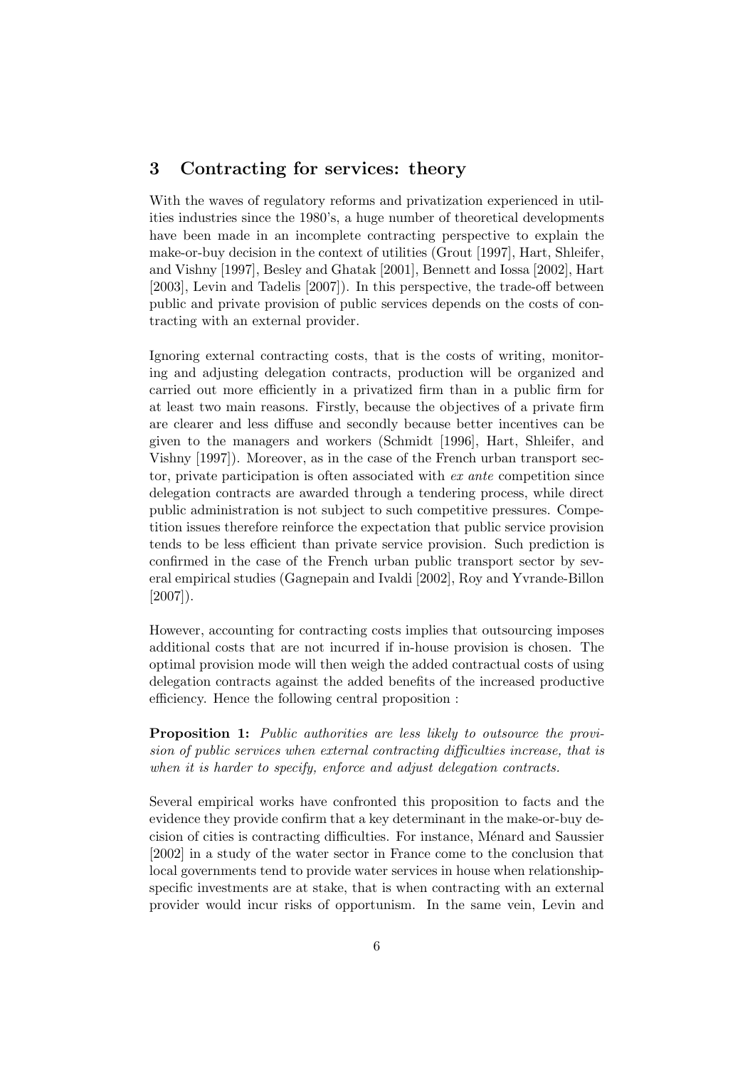## 3 Contracting for services: theory

With the waves of regulatory reforms and privatization experienced in utilities industries since the 1980's, a huge number of theoretical developments have been made in an incomplete contracting perspective to explain the make-or-buy decision in the context of utilities (Grout [1997], Hart, Shleifer, and Vishny [1997], Besley and Ghatak [2001], Bennett and Iossa [2002], Hart [2003], Levin and Tadelis [2007]). In this perspective, the trade-off between public and private provision of public services depends on the costs of contracting with an external provider.

Ignoring external contracting costs, that is the costs of writing, monitoring and adjusting delegation contracts, production will be organized and carried out more efficiently in a privatized firm than in a public firm for at least two main reasons. Firstly, because the objectives of a private firm are clearer and less diffuse and secondly because better incentives can be given to the managers and workers (Schmidt [1996], Hart, Shleifer, and Vishny [1997]). Moreover, as in the case of the French urban transport sector, private participation is often associated with *ex ante* competition since delegation contracts are awarded through a tendering process, while direct public administration is not subject to such competitive pressures. Competition issues therefore reinforce the expectation that public service provision tends to be less efficient than private service provision. Such prediction is confirmed in the case of the French urban public transport sector by several empirical studies (Gagnepain and Ivaldi [2002], Roy and Yvrande-Billon [2007]).

However, accounting for contracting costs implies that outsourcing imposes additional costs that are not incurred if in-house provision is chosen. The optimal provision mode will then weigh the added contractual costs of using delegation contracts against the added benefits of the increased productive efficiency. Hence the following central proposition :

**Proposition 1:** *Public authorities are less likely to outsource the provision of public services when external contracting difficulties increase, that is when it is harder to specify, enforce and adjust delegation contracts.*

Several empirical works have confronted this proposition to facts and the evidence they provide confirm that a key determinant in the make-or-buy decision of cities is contracting difficulties. For instance, Ménard and Saussier [2002] in a study of the water sector in France come to the conclusion that local governments tend to provide water services in house when relationship-specific investments are at stake, that is when contracting with an external provider would incur risks of opportunism. In the same vein, Levin and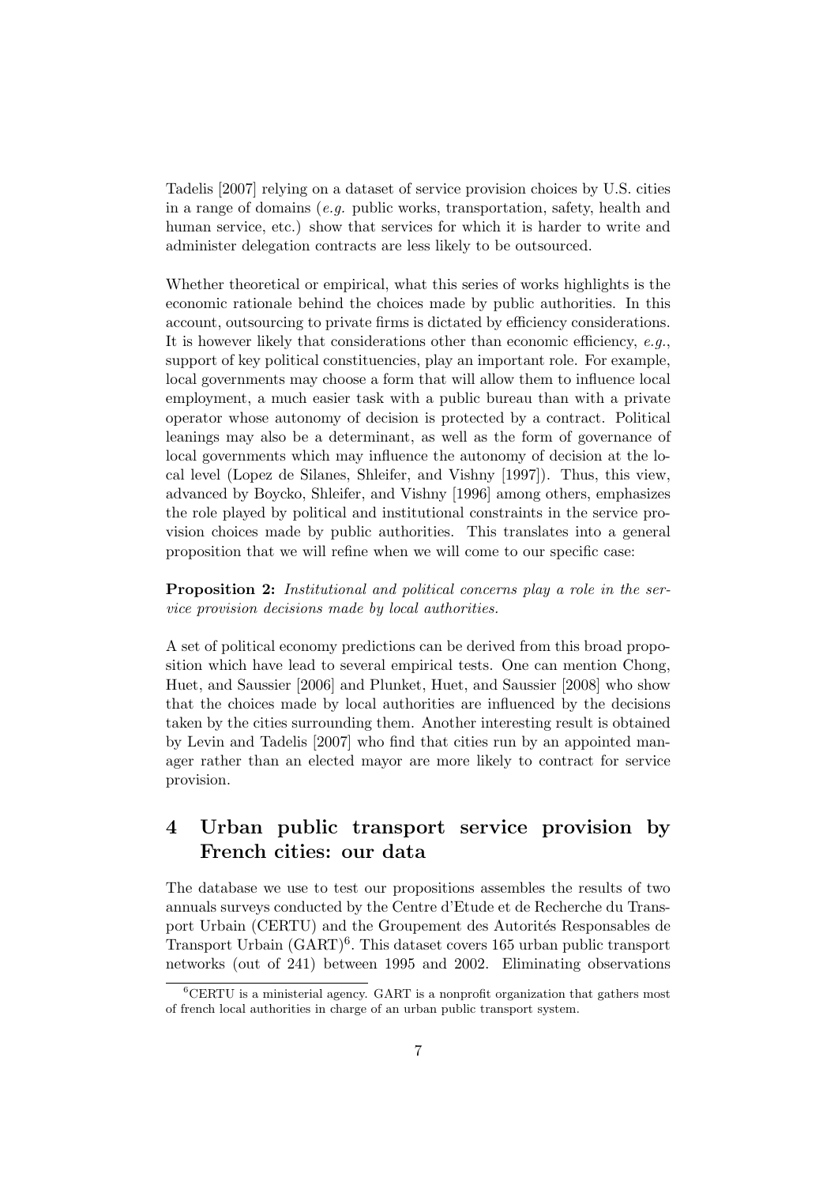Tadelis [2007] relying on a dataset of service provision choices by U.S. cities in a range of domains (*e.g.* public works, transportation, safety, health and human service, etc.) show that services for which it is harder to write and administer delegation contracts are less likely to be outsourced.

Whether theoretical or empirical, what this series of works highlights is the economic rationale behind the choices made by public authorities. In this account, outsourcing to private firms is dictated by efficiency considerations. It is however likely that considerations other than economic efficiency, *e.g.*, support of key political constituencies, play an important role. For example, local governments may choose a form that will allow them to influence local employment, a much easier task with a public bureau than with a private operator whose autonomy of decision is protected by a contract. Political leanings may also be a determinant, as well as the form of governance of local governments which may influence the autonomy of decision at the local level (Lopez de Silanes, Shleifer, and Vishny [1997]). Thus, this view, advanced by Boycko, Shleifer, and Vishny [1996] among others, emphasizes the role played by political and institutional constraints in the service provision choices made by public authorities. This translates into a general proposition that we will refine when we will come to our specific case:

**Proposition 2:** *Institutional and political concerns play a role in the service provision decisions made by local authorities.*

A set of political economy predictions can be derived from this broad proposition which have lead to several empirical tests. One can mention Chong, Huet, and Saussier [2006] and Plunket, Huet, and Saussier [2008] who show that the choices made by local authorities are influenced by the decisions taken by the cities surrounding them. Another interesting result is obtained by Levin and Tadelis [2007] who find that cities run by an appointed manager rather than an elected mayor are more likely to contract for service provision.

# 4 Urban public transport service provision by French cities: our data

The database we use to test our propositions assembles the results of two annuals surveys conducted by the Centre d'Etude et de Recherche du Transport Urbain (CERTU) and the Groupement des Autorités Responsables de Transport Urbain (GART)[6]. This dataset covers 165 urban public transport networks (out of 241) between 1995 and 2002. Eliminating observations

[6] CERTU is a ministerial agency. GART is a nonprofit organization that gathers most of french local authorities in charge of an urban public transport system.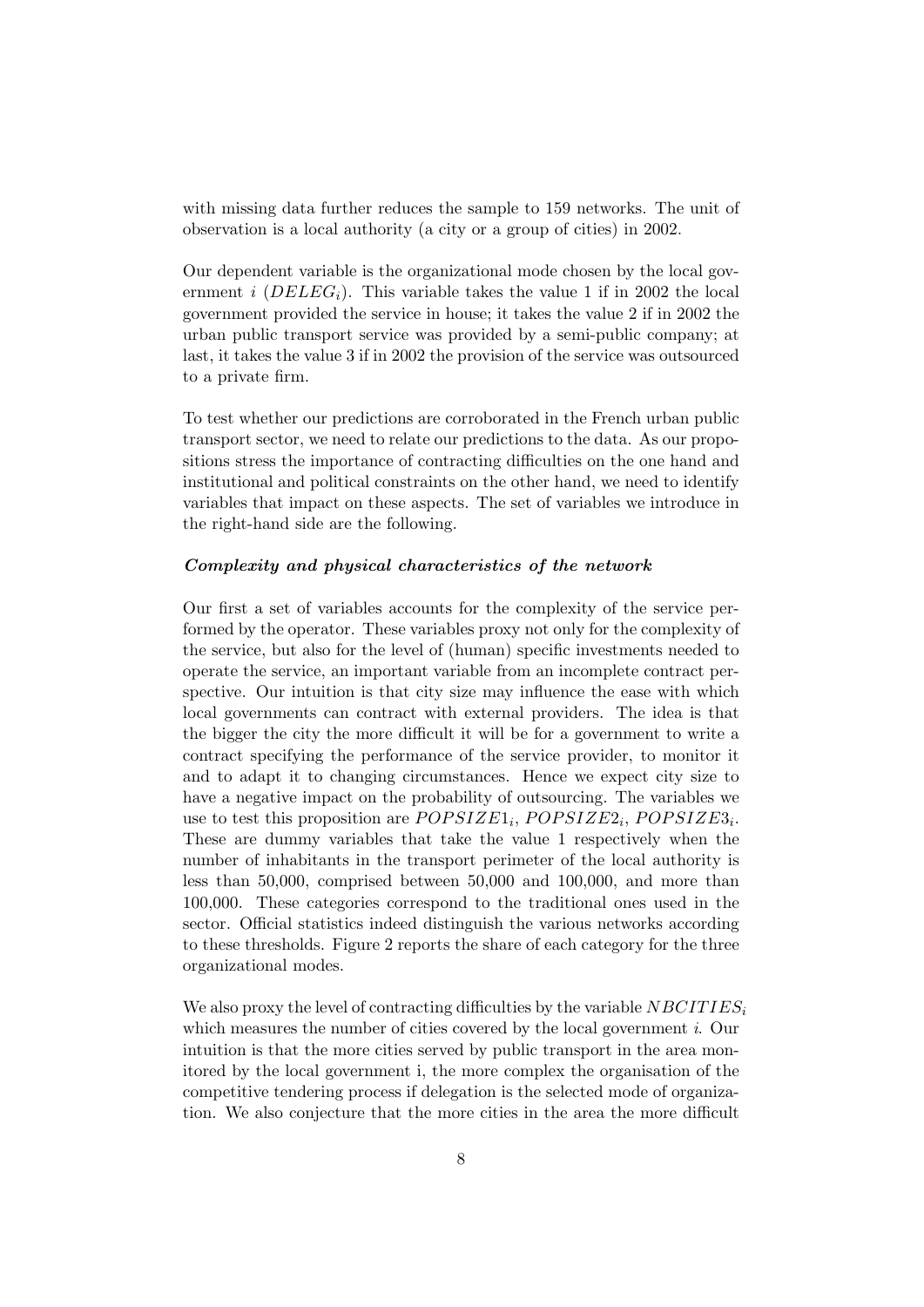with missing data further reduces the sample to 159 networks. The unit of observation is a local authority (a city or a group of cities) in 2002.

Our dependent variable is the organizational mode chosen by the local government $i$ ($DELEG_i$). This variable takes the value 1 if in 2002 the local government provided the service in house; it takes the value 2 if in 2002 the urban public transport service was provided by a semi-public company; at last, it takes the value 3 if in 2002 the provision of the service was outsourced to a private firm.

To test whether our predictions are corroborated in the French urban public transport sector, we need to relate our predictions to the data. As our propositions stress the importance of contracting difficulties on the one hand and institutional and political constraints on the other hand, we need to identify variables that impact on these aspects. The set of variables we introduce in the right-hand side are the following.

***Complexity and physical characteristics of the network***

Our first a set of variables accounts for the complexity of the service performed by the operator. These variables proxy not only for the complexity of the service, but also for the level of (human) specific investments needed to operate the service, an important variable from an incomplete contract perspective. Our intuition is that city size may influence the ease with which local governments can contract with external providers. The idea is that the bigger the city the more difficult it will be for a government to write a contract specifying the performance of the service provider, to monitor it and to adapt it to changing circumstances. Hence we expect city size to have a negative impact on the probability of outsourcing. The variables we use to test this proposition are $POPSIZE1_i$, $POPSIZE2_i$, $POPSIZE3_i$. These are dummy variables that take the value 1 respectively when the number of inhabitants in the transport perimeter of the local authority is less than 50,000, comprised between 50,000 and 100,000, and more than 100,000. These categories correspond to the traditional ones used in the sector. Official statistics indeed distinguish the various networks according to these thresholds. Figure 2 reports the share of each category for the three organizational modes.

We also proxy the level of contracting difficulties by the variable $NBCITIES_i$ which measures the number of cities covered by the local government $i$. Our intuition is that the more cities served by public transport in the area monitored by the local government i, the more complex the organisation of the competitive tendering process if delegation is the selected mode of organization. We also conjecture that the more cities in the area the more difficult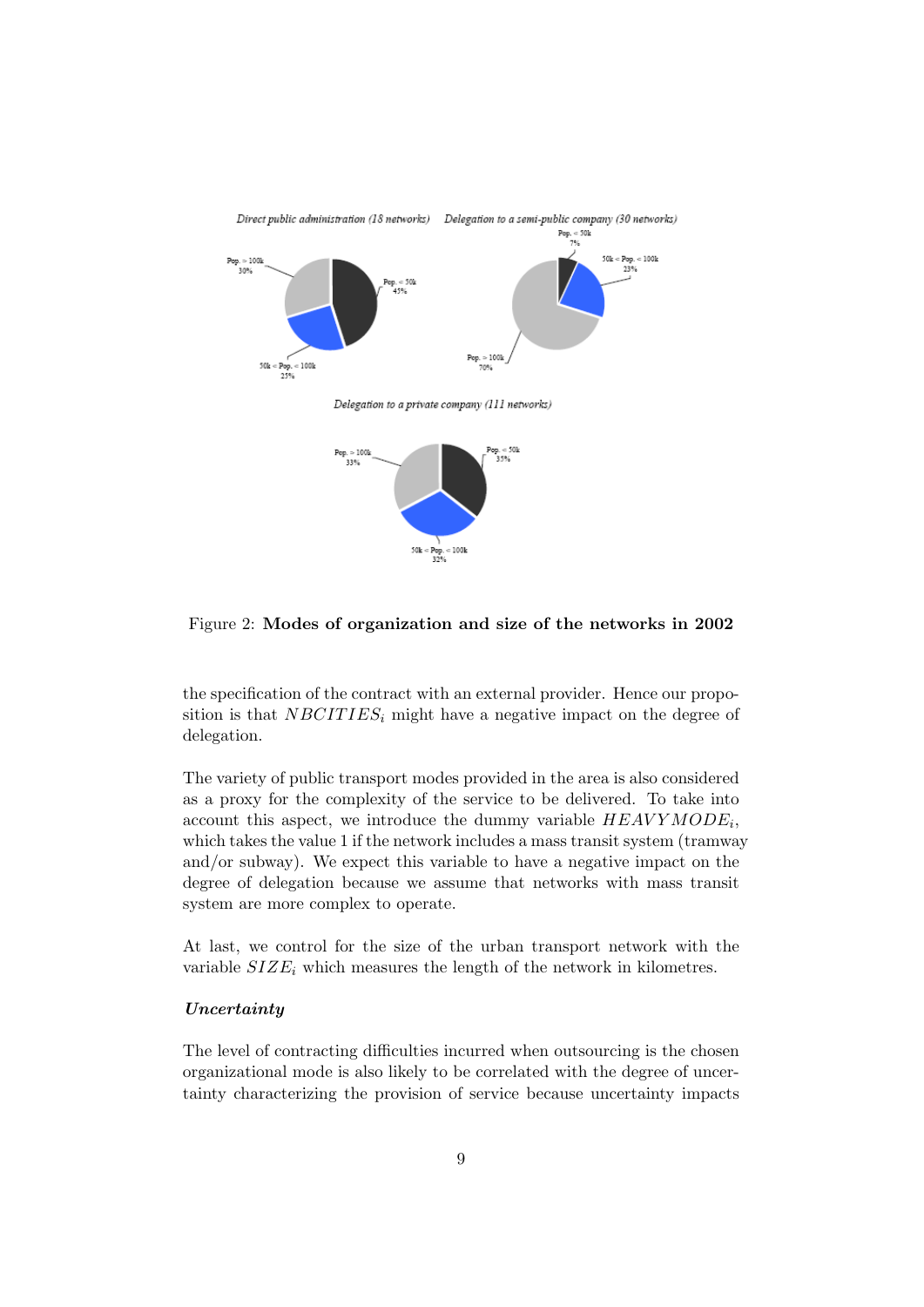Direct public administration (18 networks)

Delegation to a semi-public company (30 networks)

Delegation to a private company (111 networks)

Figure 2: **Modes of organization and size of the networks in 2002**

the specification of the contract with an external provider. Hence our proposition is that $NBCITIES_i$ might have a negative impact on the degree of delegation.

The variety of public transport modes provided in the area is also considered as a proxy for the complexity of the service to be delivered. To take into account this aspect, we introduce the dummy variable $HEAVYMODE_i$, which takes the value 1 if the network includes a mass transit system (tramway and/or subway). We expect this variable to have a negative impact on the degree of delegation because we assume that networks with mass transit system are more complex to operate.

At last, we control for the size of the urban transport network with the variable $SIZE_i$ which measures the length of the network in kilometres.

***Uncertainty***

The level of contracting difficulties incurred when outsourcing is the chosen organizational mode is also likely to be correlated with the degree of uncertainty characterizing the provision of service because uncertainty impacts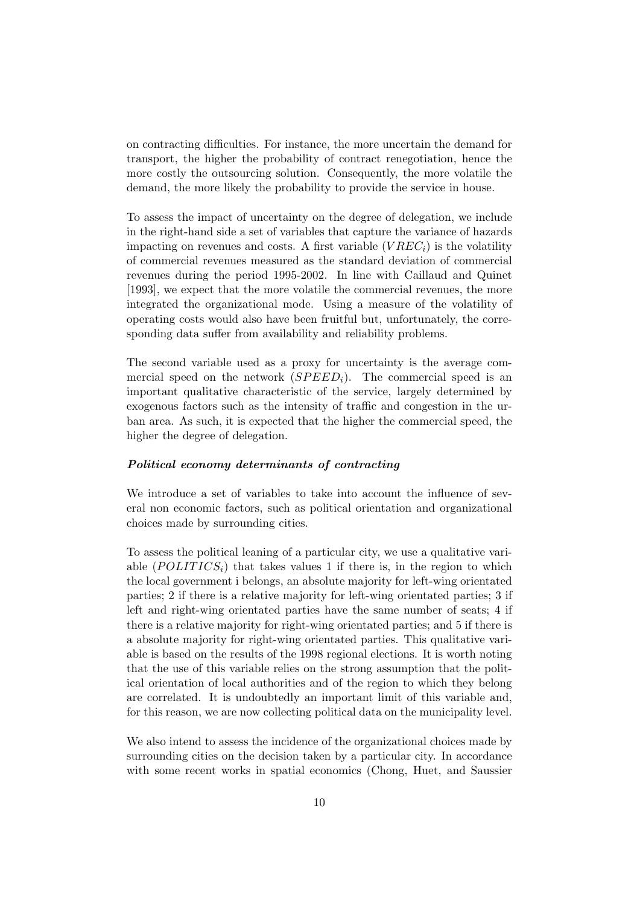on contracting difficulties. For instance, the more uncertain the demand for transport, the higher the probability of contract renegotiation, hence the more costly the outsourcing solution. Consequently, the more volatile the demand, the more likely the probability to provide the service in house.

To assess the impact of uncertainty on the degree of delegation, we include in the right-hand side a set of variables that capture the variance of hazards impacting on revenues and costs. A first variable ($VREC_i$) is the volatility of commercial revenues measured as the standard deviation of commercial revenues during the period 1995-2002. In line with Caillaud and Quinet [1993], we expect that the more volatile the commercial revenues, the more integrated the organizational mode. Using a measure of the volatility of operating costs would also have been fruitful but, unfortunately, the corresponding data suffer from availability and reliability problems.

The second variable used as a proxy for uncertainty is the average commercial speed on the network ($SPEED_i$). The commercial speed is an important qualitative characteristic of the service, largely determined by exogenous factors such as the intensity of traffic and congestion in the urban area. As such, it is expected that the higher the commercial speed, the higher the degree of delegation.

#### ***Political economy determinants of contracting***

We introduce a set of variables to take into account the influence of several non economic factors, such as political orientation and organizational choices made by surrounding cities.

To assess the political leaning of a particular city, we use a qualitative variable ($POLITICS_i$) that takes values 1 if there is, in the region to which the local government i belongs, an absolute majority for left-wing orientated parties; 2 if there is a relative majority for left-wing orientated parties; 3 if left and right-wing orientated parties have the same number of seats; 4 if there is a relative majority for right-wing orientated parties; and 5 if there is a absolute majority for right-wing orientated parties. This qualitative variable is based on the results of the 1998 regional elections. It is worth noting that the use of this variable relies on the strong assumption that the political orientation of local authorities and of the region to which they belong are correlated. It is undoubtedly an important limit of this variable and, for this reason, we are now collecting political data on the municipality level.

We also intend to assess the incidence of the organizational choices made by surrounding cities on the decision taken by a particular city. In accordance with some recent works in spatial economics (Chong, Huet, and Saussier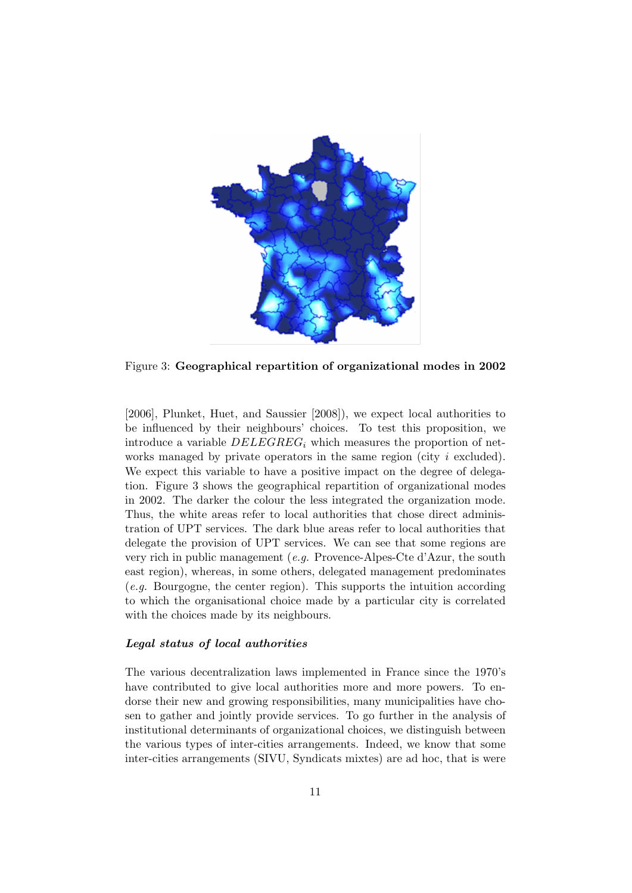Figure 3: **Geographical repartition of organizational modes in 2002**

[2006], Plunket, Huet, and Saussier [2008]), we expect local authorities to be influenced by their neighbours' choices. To test this proposition, we introduce a variable $DELEGREG_i$ which measures the proportion of networks managed by private operators in the same region (city $i$ excluded). We expect this variable to have a positive impact on the degree of delegation. Figure 3 shows the geographical repartition of organizational modes in 2002. The darker the colour the less integrated the organization mode. Thus, the white areas refer to local authorities that chose direct administration of UPT services. The dark blue areas refer to local authorities that delegate the provision of UPT services. We can see that some regions are very rich in public management (*e.g.* Provence-Alpes-Cte d'Azur, the south east region), whereas, in some others, delegated management predominates (*e.g.* Bourgogne, the center region). This supports the intuition according to which the organisational choice made by a particular city is correlated with the choices made by its neighbours.

***Legal status of local authorities***

The various decentralization laws implemented in France since the 1970's have contributed to give local authorities more and more powers. To endorse their new and growing responsibilities, many municipalities have chosen to gather and jointly provide services. To go further in the analysis of institutional determinants of organizational choices, we distinguish between the various types of inter-cities arrangements. Indeed, we know that some inter-cities arrangements (SIVU, Syndicats mixtes) are ad hoc, that is were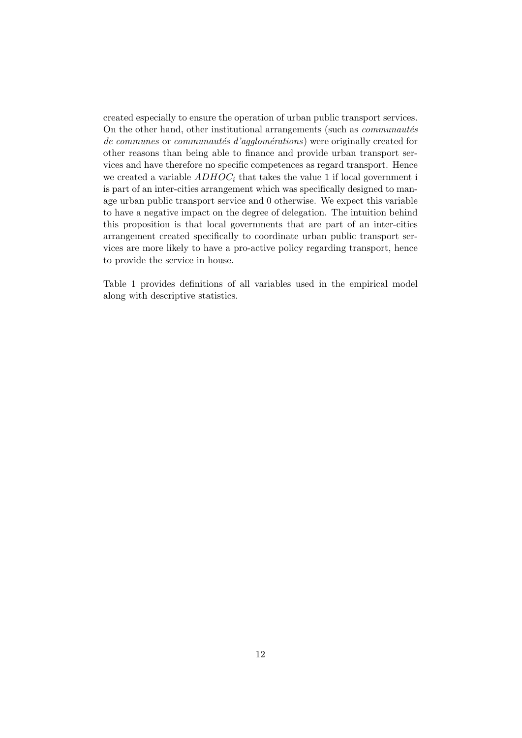created especially to ensure the operation of urban public transport services. On the other hand, other institutional arrangements (such as *communautés de communes* or *communautés d'agglomérations*) were originally created for other reasons than being able to finance and provide urban transport services and have therefore no specific competences as regard transport. Hence we created a variable $ADHOC_i$ that takes the value 1 if local government i is part of an inter-cities arrangement which was specifically designed to manage urban public transport service and 0 otherwise. We expect this variable to have a negative impact on the degree of delegation. The intuition behind this proposition is that local governments that are part of an inter-cities arrangement created specifically to coordinate urban public transport services are more likely to have a pro-active policy regarding transport, hence to provide the service in house.

Table 1 provides definitions of all variables used in the empirical model along with descriptive statistics.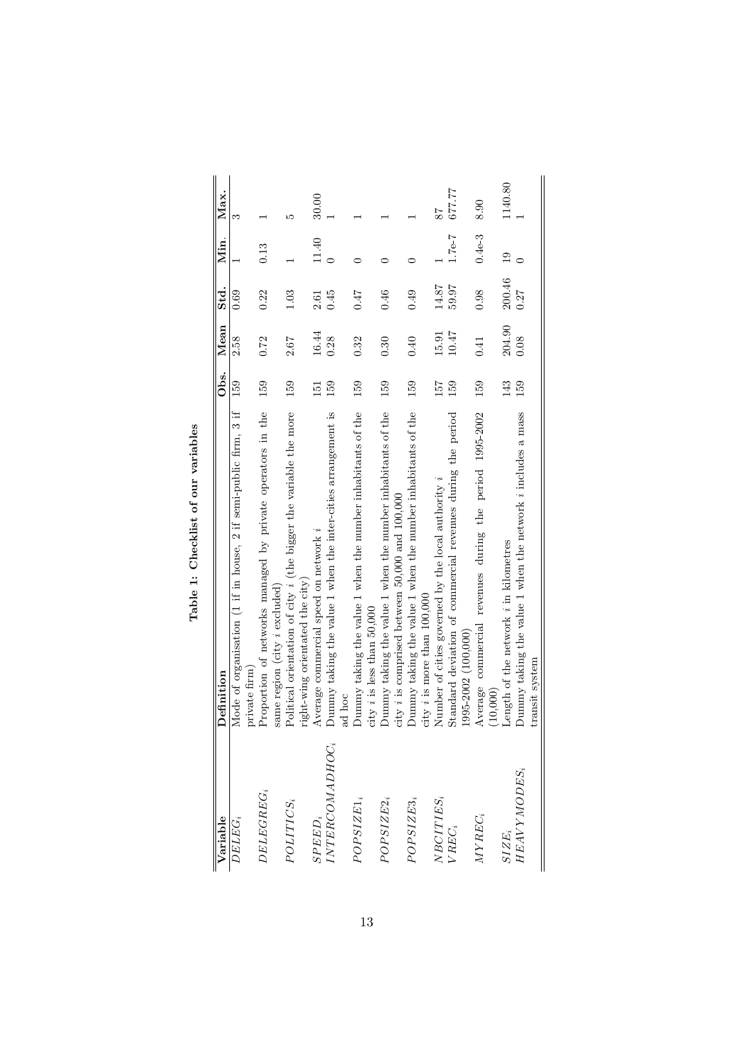**Table 1: Checklist of our variables**

| Variable | Definition | Obs. | Mean | Std. | Min. | Max. |
|---|---|---|---|---|---|---|
| $DELEG_i$ | Mode of organisation (1 if in house, 2 if semi-public firm, 3 if private firm) | 159 | 2.58 | 0.69 | 1 | 3 |
| $DELEGREG_i$ | Proportion of networks managed by private operators in the same region (city $i$ excluded) | 159 | 0.72 | 0.22 | 0.13 | 1 |
| $POLITICS_i$ | Political orientation of city $i$ (the bigger the variable the more right-wing orientated the city) | 159 | 2.67 | 1.03 | 1 | 5 |
| $SPEED_i$ | Average commercial speed on network $i$ | 151 | 16.44 | 2.61 | 11.40 | 30.00 |
| $INTERCOMADHOC_i$ | Dummy taking the value 1 when the inter-cities arrangement is ad hoc | 159 | 0.28 | 0.45 | 0 | 1 |
| $POPSIZE1_i$ | Dummy taking the value 1 when the number inhabitants of the city $i$ is less than 50,000 | 159 | 0.32 | 0.47 | 0 | 1 |
| $POPSIZE2_i$ | Dummy taking the value 1 when the number inhabitants of the city $i$ is comprised between 50,000 and 100,000 | 159 | 0.30 | 0.46 | 0 | 1 |
| $POPSIZE3_i$ | Dummy taking the value 1 when the number inhabitants of the city $i$ is more than 100,000 | 159 | 0.40 | 0.49 | 0 | 1 |
| $NBCITIES_i$ | Number of cities governed by the local authority $i$ | 157 | 15.91 | 14.87 | 1 | 87 |
| $VREC_i$ | Standard deviation of commercial revenues during the period 1995-2002 (100,000) | 159 | 10.47 | 59.97 | 1.7e-7 | 677.77 |
| $MYREC_i$ | Average commercial revenues during the period 1995-2002 (10,000) | 159 | 0.41 | 0.98 | 0.4e-3 | 8.90 |
| $SIZE_i$ | Length of the network $i$ in kilometres | 143 | 204.90 | 200.46 | 19 | 1140.80 |
| $HEAVYMODES_i$ | Dummy taking the value 1 when the network $i$ includes a mass transit system | 159 | 0.08 | 0.27 | 0 | 1 |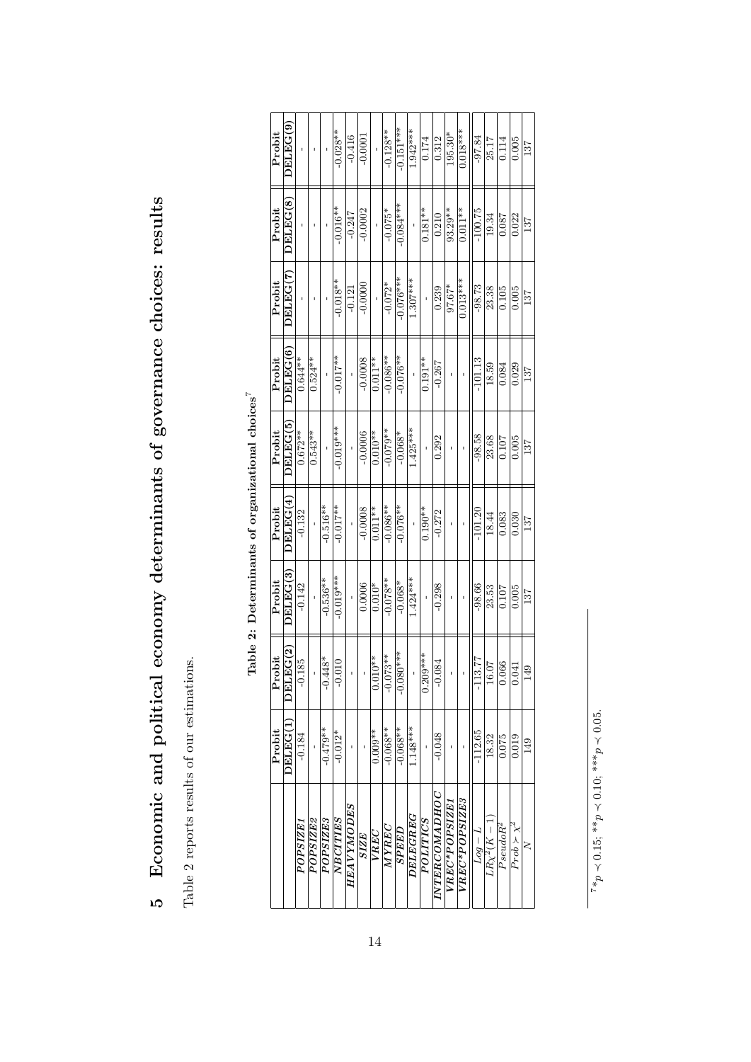# 5 Economic and political economy determinants of governance choices: results

Table 2 reports results of our estimations.

**Table 2: Determinants of organizational choices**[7]

| | Probit DELEG(1) | Probit DELEG(2) | Probit DELEG(3) | Probit DELEG(4) | Probit DELEG(5) | Probit DELEG(6) | Probit DELEG(7) | Probit DELEG(8) | Probit DELEG(9) |
|---|---|---|---|---|---|---|---|---|---|
| *POPSIZE1* | -0.184 | -0.185 | -0.142 | -0.132 | 0.672** | 0.644** | - | - | - |
| *POPSIZE2* | - | - | - | - | 0.543** | 0.524** | - | - | - |
| *POPSIZE3* | -0.479** | -0.448* | -0.536** | -0.516** | - | - | - | - | - |
| *NBCITIES* | -0.012* | -0.010 | -0.019*** | -0.017** | -0.019*** | -0.017** | -0.018** | -0.016** | -0.028** |
| *HEAVYMODES* | - | - | - | - | - | - | -0.121 | -0.247 | -0.416 |
| *SIZE* | - | - | 0.0006 | -0.0008 | -0.0006 | -0.0008 | -0.0000 | -0.0002 | -0.0001 |
| *VREC* | 0.009** | 0.010** | 0.010* | 0.011** | 0.010** | 0.011** | - | - | - |
| *MYREC* | -0.068** | -0.073** | -0.078** | -0.086** | -0.079** | -0.086** | -0.072* | -0.075* | -0.128** |
| *SPEED* | -0.068** | -0.080*** | -0.068* | -0.076** | -0.068* | -0.076** | -0.076*** | -0.084*** | -0.151*** |
| *DELEGREG* | 1.148*** | - | 1.424*** | - | 1.425*** | - | 1.307*** | - | 1.942*** |
| *POLITICS* | - | 0.209*** | - | 0.190** | - | 0.191** | - | 0.181** | 0.174 |
| *INTERCOMADHOC* | -0.048 | -0.084 | -0.298 | -0.272 | 0.292 | -0.267 | 0.239 | 0.210 | 0.312 |
| *VREC\*POPSIZE1* | - | - | - | - | - | - | 97.67* | 93.29** | 195.30* |
| *VREC\*POPSIZE3* | - | - | - | - | - | - | 0.013*** | 0.011** | 0.018*** |
| $Log-L$ | -112.65 | -113.77 | -98.66 | -101.20 | -98.58 | -101.13 | -98.73 | -100.75 | -97.84 |
| $LR\chi^2(K-1)$ | 18.32 | 16.07 | 23.53 | 18.44 | 23.68 | 18.59 | 23.38 | 19.34 | 25.17 |
| $PseudoR^2$ | 0.075 | 0.066 | 0.107 | 0.083 | 0.107 | 0.084 | 0.105 | 0.087 | 0.114 |
| $Prob > \chi^2$ | 0.019 | 0.041 | 0.005 | 0.030 | 0.005 | 0.029 | 0.005 | 0.022 | 0.005 |
| $N$ | 149 | 149 | 137 | 137 | 137 | 137 | 137 | 137 | 137 |

[7] $*p \prec 0.15$; $**p \prec 0.10$; $***p \prec 0.05$.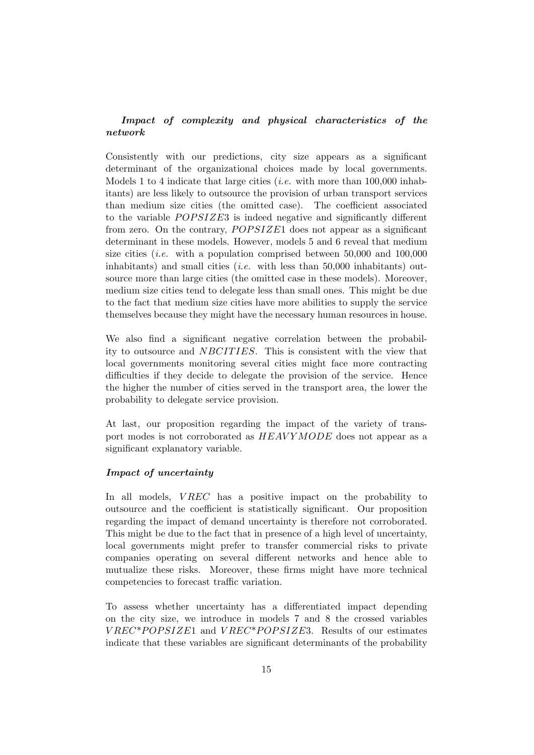### *Impact of complexity and physical characteristics of the network*

Consistently with our predictions, city size appears as a significant determinant of the organizational choices made by local governments. Models 1 to 4 indicate that large cities (*i.e.* with more than 100,000 inhabitants) are less likely to outsource the provision of urban transport services than medium size cities (the omitted case). The coefficient associated to the variable $POPSIZE3$ is indeed negative and significantly different from zero. On the contrary, $POPSIZE1$ does not appear as a significant determinant in these models. However, models 5 and 6 reveal that medium size cities (*i.e.* with a population comprised between 50,000 and 100,000 inhabitants) and small cities (*i.e.* with less than 50,000 inhabitants) outsource more than large cities (the omitted case in these models). Moreover, medium size cities tend to delegate less than small ones. This might be due to the fact that medium size cities have more abilities to supply the service themselves because they might have the necessary human resources in house.

We also find a significant negative correlation between the probability to outsource and $NBCITIES$. This is consistent with the view that local governments monitoring several cities might face more contracting difficulties if they decide to delegate the provision of the service. Hence the higher the number of cities served in the transport area, the lower the probability to delegate service provision.

At last, our proposition regarding the impact of the variety of transport modes is not corroborated as $HEAVYMODE$ does not appear as a significant explanatory variable.

### *Impact of uncertainty*

In all models, $VREC$ has a positive impact on the probability to outsource and the coefficient is statistically significant. Our proposition regarding the impact of demand uncertainty is therefore not corroborated. This might be due to the fact that in presence of a high level of uncertainty, local governments might prefer to transfer commercial risks to private companies operating on several different networks and hence able to mutualize these risks. Moreover, these firms might have more technical competencies to forecast traffic variation.

To assess whether uncertainty has a differentiated impact depending on the city size, we introduce in models 7 and 8 the crossed variables $VREC{*}POPSIZE1$ and $VREC{*}POPSIZE3$. Results of our estimates indicate that these variables are significant determinants of the probability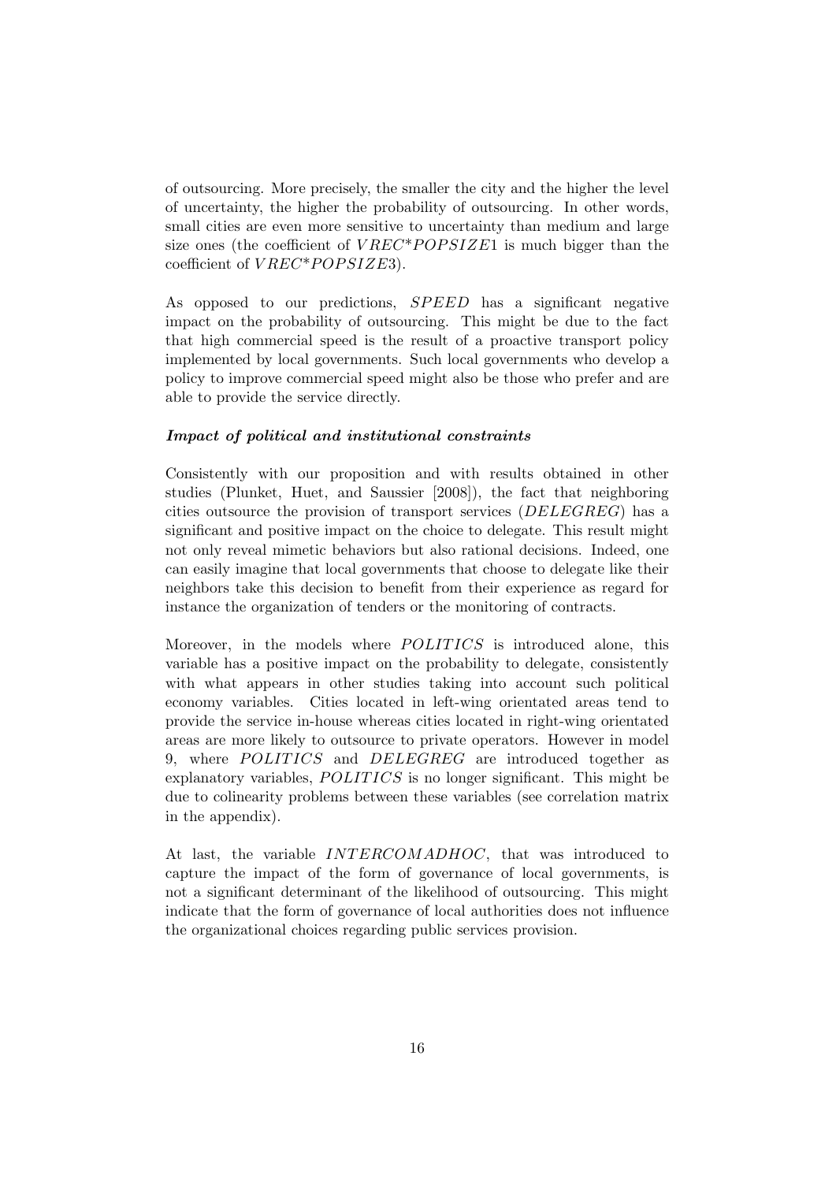of outsourcing. More precisely, the smaller the city and the higher the level of uncertainty, the higher the probability of outsourcing. In other words, small cities are even more sensitive to uncertainty than medium and large size ones (the coefficient of $VREC^{*}POPSIZE1$ is much bigger than the coefficient of $VREC^{*}POPSIZE3$).

As opposed to our predictions, $SPEED$ has a significant negative impact on the probability of outsourcing. This might be due to the fact that high commercial speed is the result of a proactive transport policy implemented by local governments. Such local governments who develop a policy to improve commercial speed might also be those who prefer and are able to provide the service directly.

***Impact of political and institutional constraints***

Consistently with our proposition and with results obtained in other studies (Plunket, Huet, and Saussier [2008]), the fact that neighboring cities outsource the provision of transport services ($DELEGREG$) has a significant and positive impact on the choice to delegate. This result might not only reveal mimetic behaviors but also rational decisions. Indeed, one can easily imagine that local governments that choose to delegate like their neighbors take this decision to benefit from their experience as regard for instance the organization of tenders or the monitoring of contracts.

Moreover, in the models where $POLITICS$ is introduced alone, this variable has a positive impact on the probability to delegate, consistently with what appears in other studies taking into account such political economy variables. Cities located in left-wing orientated areas tend to provide the service in-house whereas cities located in right-wing orientated areas are more likely to outsource to private operators. However in model 9, where $POLITICS$ and $DELEGREG$ are introduced together as explanatory variables, $POLITICS$ is no longer significant. This might be due to colinearity problems between these variables (see correlation matrix in the appendix).

At last, the variable $INTERCOMADHOC$, that was introduced to capture the impact of the form of governance of local governments, is not a significant determinant of the likelihood of outsourcing. This might indicate that the form of governance of local authorities does not influence the organizational choices regarding public services provision.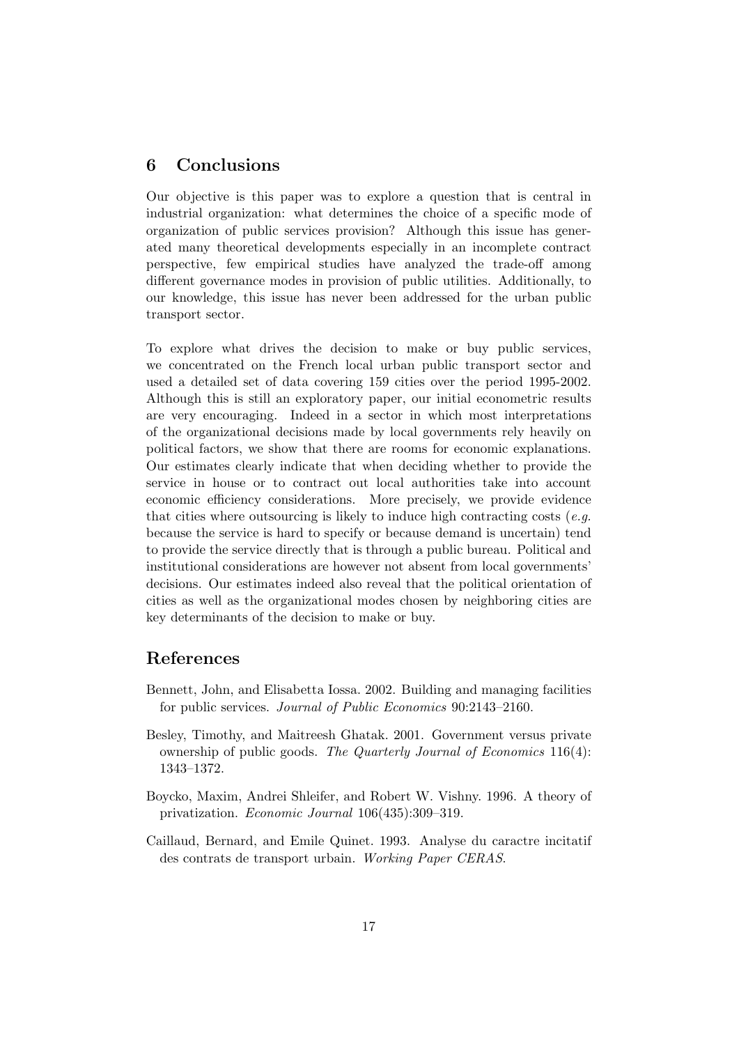## 6 Conclusions

Our objective is this paper was to explore a question that is central in industrial organization: what determines the choice of a specific mode of organization of public services provision? Although this issue has generated many theoretical developments especially in an incomplete contract perspective, few empirical studies have analyzed the trade-off among different governance modes in provision of public utilities. Additionally, to our knowledge, this issue has never been addressed for the urban public transport sector.

To explore what drives the decision to make or buy public services, we concentrated on the French local urban public transport sector and used a detailed set of data covering 159 cities over the period 1995-2002. Although this is still an exploratory paper, our initial econometric results are very encouraging. Indeed in a sector in which most interpretations of the organizational decisions made by local governments rely heavily on political factors, we show that there are rooms for economic explanations. Our estimates clearly indicate that when deciding whether to provide the service in house or to contract out local authorities take into account economic efficiency considerations. More precisely, we provide evidence that cities where outsourcing is likely to induce high contracting costs (*e.g.* because the service is hard to specify or because demand is uncertain) tend to provide the service directly that is through a public bureau. Political and institutional considerations are however not absent from local governments' decisions. Our estimates indeed also reveal that the political orientation of cities as well as the organizational modes chosen by neighboring cities are key determinants of the decision to make or buy.

## References

Bennett, John, and Elisabetta Iossa. 2002. Building and managing facilities for public services. *Journal of Public Economics* 90:2143–2160.

Besley, Timothy, and Maitreesh Ghatak. 2001. Government versus private ownership of public goods. *The Quarterly Journal of Economics* 116(4): 1343–1372.

Boycko, Maxim, Andrei Shleifer, and Robert W. Vishny. 1996. A theory of privatization. *Economic Journal* 106(435):309–319.

Caillaud, Bernard, and Emile Quinet. 1993. Analyse du caractre incitatif des contrats de transport urbain. *Working Paper CERAS*.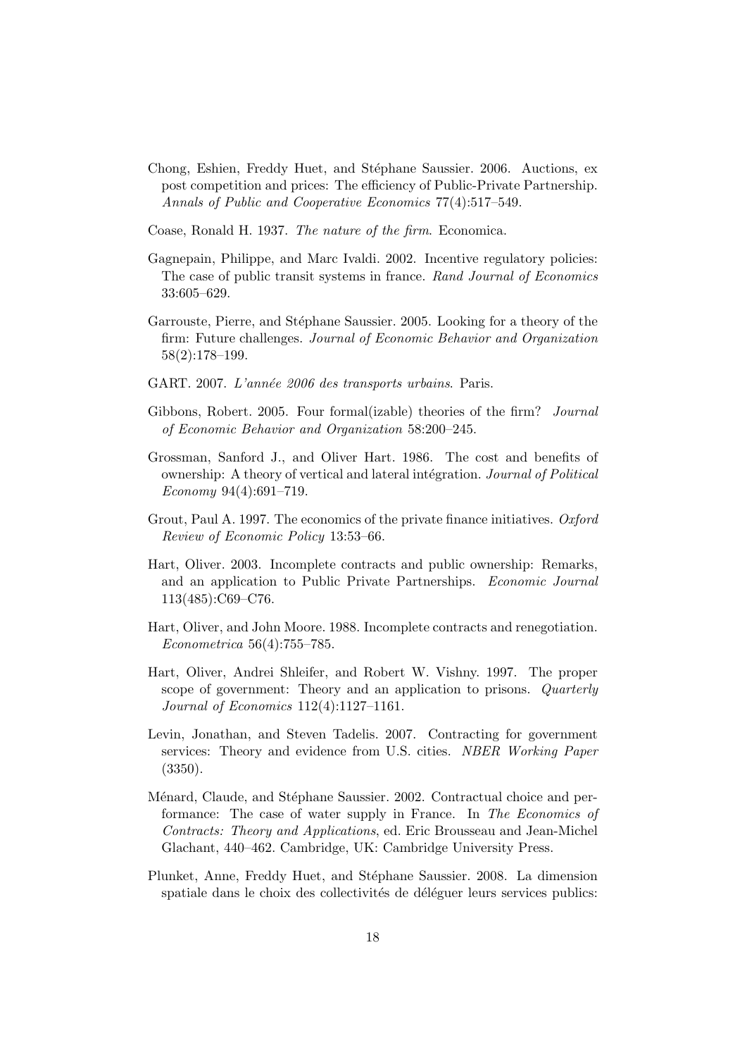Chong, Eshien, Freddy Huet, and Stéphane Saussier. 2006. Auctions, ex post competition and prices: The efficiency of Public-Private Partnership. *Annals of Public and Cooperative Economics* 77(4):517–549.

Coase, Ronald H. 1937. *The nature of the firm*. Economica.

Gagnepain, Philippe, and Marc Ivaldi. 2002. Incentive regulatory policies: The case of public transit systems in france. *Rand Journal of Economics* 33:605–629.

Garrouste, Pierre, and Stéphane Saussier. 2005. Looking for a theory of the firm: Future challenges. *Journal of Economic Behavior and Organization* 58(2):178–199.

GART. 2007. *L'année 2006 des transports urbains*. Paris.

Gibbons, Robert. 2005. Four formal(izable) theories of the firm? *Journal of Economic Behavior and Organization* 58:200–245.

Grossman, Sanford J., and Oliver Hart. 1986. The cost and benefits of ownership: A theory of vertical and lateral intégration. *Journal of Political Economy* 94(4):691–719.

Grout, Paul A. 1997. The economics of the private finance initiatives. *Oxford Review of Economic Policy* 13:53–66.

Hart, Oliver. 2003. Incomplete contracts and public ownership: Remarks, and an application to Public Private Partnerships. *Economic Journal* 113(485):C69–C76.

Hart, Oliver, and John Moore. 1988. Incomplete contracts and renegotiation. *Econometrica* 56(4):755–785.

Hart, Oliver, Andrei Shleifer, and Robert W. Vishny. 1997. The proper scope of government: Theory and an application to prisons. *Quarterly Journal of Economics* 112(4):1127–1161.

Levin, Jonathan, and Steven Tadelis. 2007. Contracting for government services: Theory and evidence from U.S. cities. *NBER Working Paper* (3350).

Ménard, Claude, and Stéphane Saussier. 2002. Contractual choice and performance: The case of water supply in France. In *The Economics of Contracts: Theory and Applications*, ed. Eric Brousseau and Jean-Michel Glachant, 440–462. Cambridge, UK: Cambridge University Press.

Plunket, Anne, Freddy Huet, and Stéphane Saussier. 2008. La dimension spatiale dans le choix des collectivités de déléguer leurs services publics: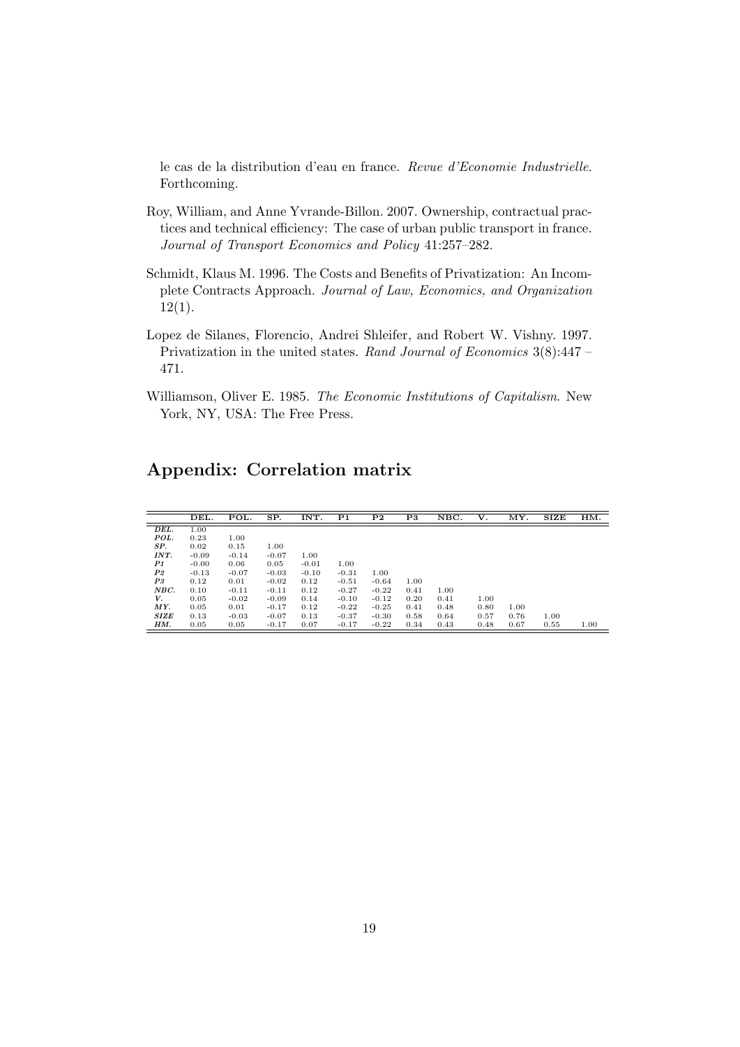le cas de la distribution d'eau en france. *Revue d'Economie Industrielle*. Forthcoming.

Roy, William, and Anne Yvrande-Billon. 2007. Ownership, contractual practices and technical efficiency: The case of urban public transport in france. *Journal of Transport Economics and Policy* 41:257–282.

Schmidt, Klaus M. 1996. The Costs and Benefits of Privatization: An Incomplete Contracts Approach. *Journal of Law, Economics, and Organization* 12(1).

Lopez de Silanes, Florencio, Andrei Shleifer, and Robert W. Vishny. 1997. Privatization in the united states. *Rand Journal of Economics* 3(8):447 – 471.

Williamson, Oliver E. 1985. *The Economic Institutions of Capitalism*. New York, NY, USA: The Free Press.

## Appendix: Correlation matrix

| | DEL. | POL. | SP. | INT. | P1 | P2 | P3 | NBC. | V. | MY. | SIZE | HM. |
|---|---|---|---|---|---|---|---|---|---|---|---|---|
| *DEL.* | 1.00 | | | | | | | | | | | |
| *POL.* | 0.23 | 1.00 | | | | | | | | | | |
| *SP.* | 0.02 | 0.15 | 1.00 | | | | | | | | | |
| *INT.* | -0.09 | -0.14 | -0.07 | 1.00 | | | | | | | | |
| *P1* | -0.00 | 0.06 | 0.05 | -0.01 | 1.00 | | | | | | | |
| *P2* | -0.13 | -0.07 | -0.03 | -0.10 | -0.31 | 1.00 | | | | | | |
| *P3* | 0.12 | 0.01 | -0.02 | 0.12 | -0.51 | -0.64 | 1.00 | | | | | |
| *NBC.* | 0.10 | -0.11 | -0.11 | 0.12 | -0.27 | -0.22 | 0.41 | 1.00 | | | | |
| *V.* | 0.05 | -0.02 | -0.09 | 0.14 | -0.10 | -0.12 | 0.20 | 0.41 | 1.00 | | | |
| *MY.* | 0.05 | 0.01 | -0.17 | 0.12 | -0.22 | -0.25 | 0.41 | 0.48 | 0.80 | 1.00 | | |
| *SIZE* | 0.13 | -0.03 | -0.07 | 0.13 | -0.37 | -0.30 | 0.58 | 0.64 | 0.57 | 0.76 | 1.00 | |
| *HM.* | 0.05 | 0.05 | -0.17 | 0.07 | -0.17 | -0.22 | 0.34 | 0.43 | 0.48 | 0.67 | 0.55 | 1.00 |